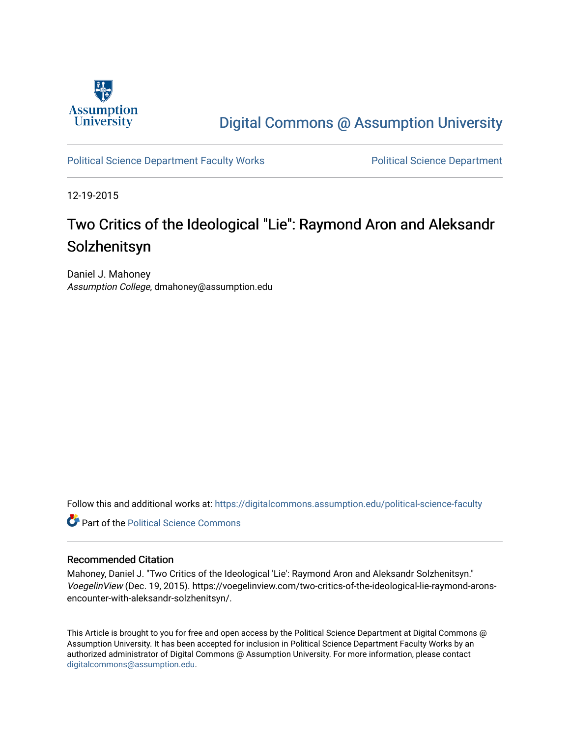Digital Commons @ Assumption University

Political Science Department Faculty Works | Political Science Department

12-19-2015

# Two Critics of the Ideological "Lie": Raymond Aron and Aleksandr Solzhenitsyn

Daniel J. Mahoney
*Assumption College*, dmahoney@assumption.edu

Follow this and additional works at: https://digitalcommons.assumption.edu/political-science-faculty

Part of the Political Science Commons

## Recommended Citation

Mahoney, Daniel J. "Two Critics of the Ideological 'Lie': Raymond Aron and Aleksandr Solzhenitsyn." *VoegelinView* (Dec. 19, 2015). https://voegelinview.com/two-critics-of-the-ideological-lie-raymond-arons-encounter-with-aleksandr-solzhenitsyn/.

This Article is brought to you for free and open access by the Political Science Department at Digital Commons @ Assumption University. It has been accepted for inclusion in Political Science Department Faculty Works by an authorized administrator of Digital Commons @ Assumption University. For more information, please contact digitalcommons@assumption.edu.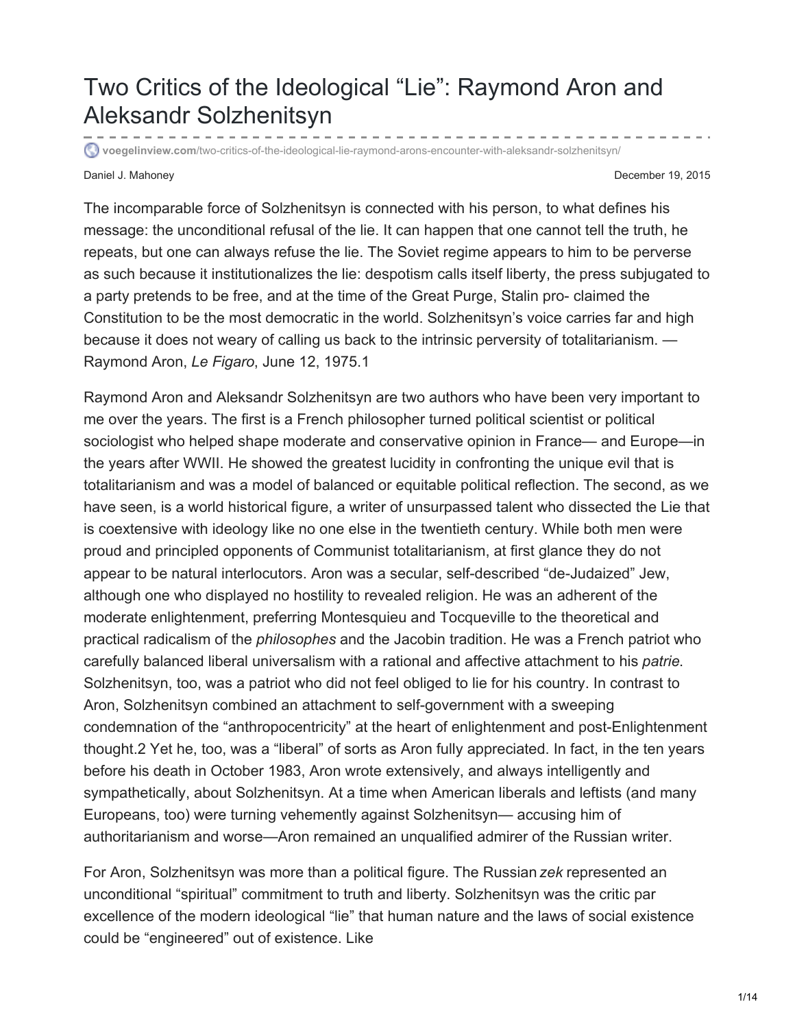# Two Critics of the Ideological "Lie": Raymond Aron and Aleksandr Solzhenitsyn

voegelinview.com/two-critics-of-the-ideological-lie-raymond-arons-encounter-with-aleksandr-solzhenitsyn/

Daniel J. Mahoney December 19, 2015

The incomparable force of Solzhenitsyn is connected with his person, to what defines his message: the unconditional refusal of the lie. It can happen that one cannot tell the truth, he repeats, but one can always refuse the lie. The Soviet regime appears to him to be perverse as such because it institutionalizes the lie: despotism calls itself liberty, the press subjugated to a party pretends to be free, and at the time of the Great Purge, Stalin pro- claimed the Constitution to be the most democratic in the world. Solzhenitsyn's voice carries far and high because it does not weary of calling us back to the intrinsic perversity of totalitarianism. — Raymond Aron, *Le Figaro*, June 12, 1975.[1]

Raymond Aron and Aleksandr Solzhenitsyn are two authors who have been very important to me over the years. The first is a French philosopher turned political scientist or political sociologist who helped shape moderate and conservative opinion in France— and Europe—in the years after WWII. He showed the greatest lucidity in confronting the unique evil that is totalitarianism and was a model of balanced or equitable political reflection. The second, as we have seen, is a world historical figure, a writer of unsurpassed talent who dissected the Lie that is coextensive with ideology like no one else in the twentieth century. While both men were proud and principled opponents of Communist totalitarianism, at first glance they do not appear to be natural interlocutors. Aron was a secular, self-described "de-Judaized" Jew, although one who displayed no hostility to revealed religion. He was an adherent of the moderate enlightenment, preferring Montesquieu and Tocqueville to the theoretical and practical radicalism of the *philosophes* and the Jacobin tradition. He was a French patriot who carefully balanced liberal universalism with a rational and affective attachment to his *patrie*. Solzhenitsyn, too, was a patriot who did not feel obliged to lie for his country. In contrast to Aron, Solzhenitsyn combined an attachment to self-government with a sweeping condemnation of the "anthropocentricity" at the heart of enlightenment and post-Enlightenment thought.[2] Yet he, too, was a "liberal" of sorts as Aron fully appreciated. In fact, in the ten years before his death in October 1983, Aron wrote extensively, and always intelligently and sympathetically, about Solzhenitsyn. At a time when American liberals and leftists (and many Europeans, too) were turning vehemently against Solzhenitsyn— accusing him of authoritarianism and worse—Aron remained an unqualified admirer of the Russian writer.

For Aron, Solzhenitsyn was more than a political figure. The Russian *zek* represented an unconditional "spiritual" commitment to truth and liberty. Solzhenitsyn was the critic par excellence of the modern ideological "lie" that human nature and the laws of social existence could be "engineered" out of existence. Like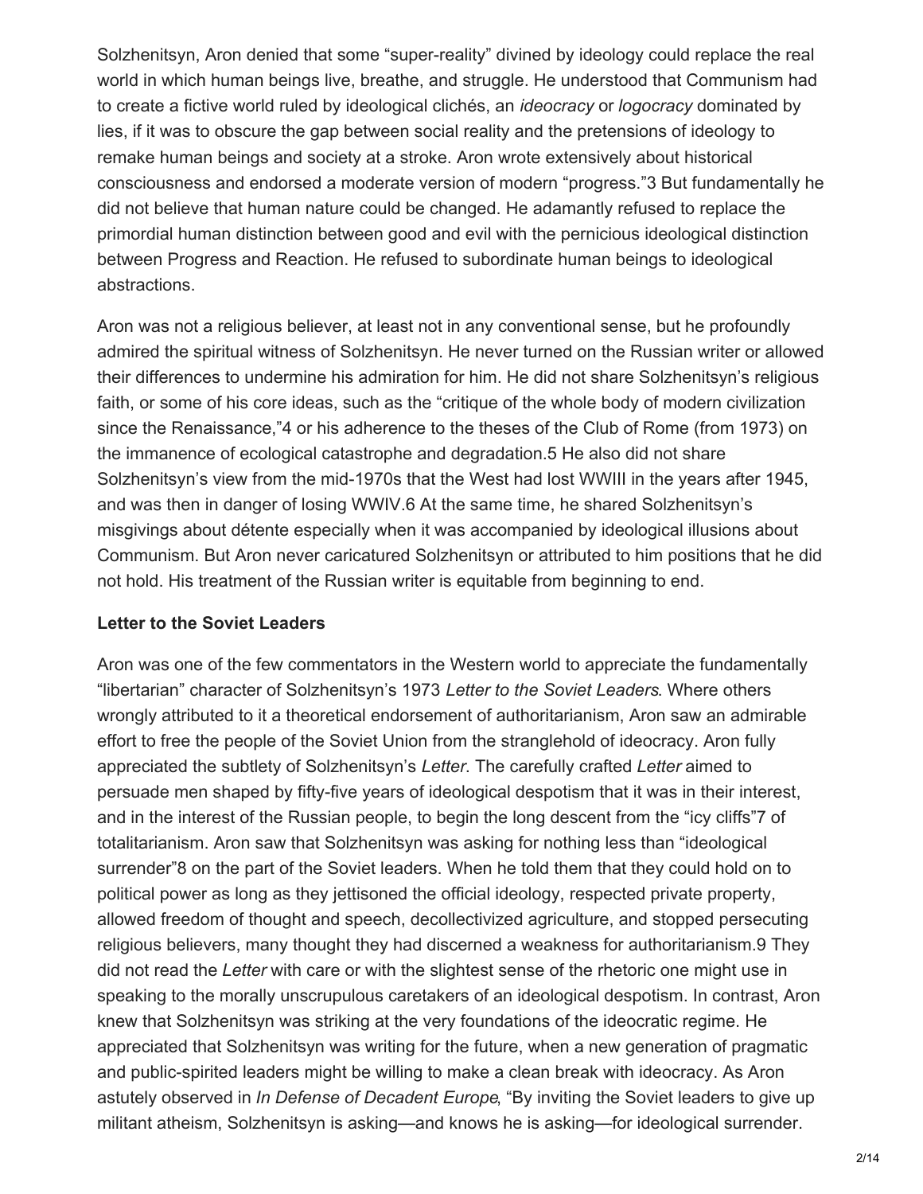Solzhenitsyn, Aron denied that some "super-reality" divined by ideology could replace the real world in which human beings live, breathe, and struggle. He understood that Communism had to create a fictive world ruled by ideological clichés, an *ideocracy* or *logocracy* dominated by lies, if it was to obscure the gap between social reality and the pretensions of ideology to remake human beings and society at a stroke. Aron wrote extensively about historical consciousness and endorsed a moderate version of modern "progress."[3] But fundamentally he did not believe that human nature could be changed. He adamantly refused to replace the primordial human distinction between good and evil with the pernicious ideological distinction between Progress and Reaction. He refused to subordinate human beings to ideological abstractions.

Aron was not a religious believer, at least not in any conventional sense, but he profoundly admired the spiritual witness of Solzhenitsyn. He never turned on the Russian writer or allowed their differences to undermine his admiration for him. He did not share Solzhenitsyn's religious faith, or some of his core ideas, such as the "critique of the whole body of modern civilization since the Renaissance,"[4] or his adherence to the theses of the Club of Rome (from 1973) on the immanence of ecological catastrophe and degradation.[5] He also did not share Solzhenitsyn's view from the mid-1970s that the West had lost WWIII in the years after 1945, and was then in danger of losing WWIV.[6] At the same time, he shared Solzhenitsyn's misgivings about détente especially when it was accompanied by ideological illusions about Communism. But Aron never caricatured Solzhenitsyn or attributed to him positions that he did not hold. His treatment of the Russian writer is equitable from beginning to end.

**Letter to the Soviet Leaders**

Aron was one of the few commentators in the Western world to appreciate the fundamentally "libertarian" character of Solzhenitsyn's 1973 *Letter to the Soviet Leaders*. Where others wrongly attributed to it a theoretical endorsement of authoritarianism, Aron saw an admirable effort to free the people of the Soviet Union from the stranglehold of ideocracy. Aron fully appreciated the subtlety of Solzhenitsyn's *Letter*. The carefully crafted *Letter* aimed to persuade men shaped by fifty-five years of ideological despotism that it was in their interest, and in the interest of the Russian people, to begin the long descent from the "icy cliffs"[7] of totalitarianism. Aron saw that Solzhenitsyn was asking for nothing less than "ideological surrender"[8] on the part of the Soviet leaders. When he told them that they could hold on to political power as long as they jettisoned the official ideology, respected private property, allowed freedom of thought and speech, decollectivized agriculture, and stopped persecuting religious believers, many thought they had discerned a weakness for authoritarianism.[9] They did not read the *Letter* with care or with the slightest sense of the rhetoric one might use in speaking to the morally unscrupulous caretakers of an ideological despotism. In contrast, Aron knew that Solzhenitsyn was striking at the very foundations of the ideocratic regime. He appreciated that Solzhenitsyn was writing for the future, when a new generation of pragmatic and public-spirited leaders might be willing to make a clean break with ideocracy. As Aron astutely observed in *In Defense of Decadent Europe*, "By inviting the Soviet leaders to give up militant atheism, Solzhenitsyn is asking—and knows he is asking—for ideological surrender.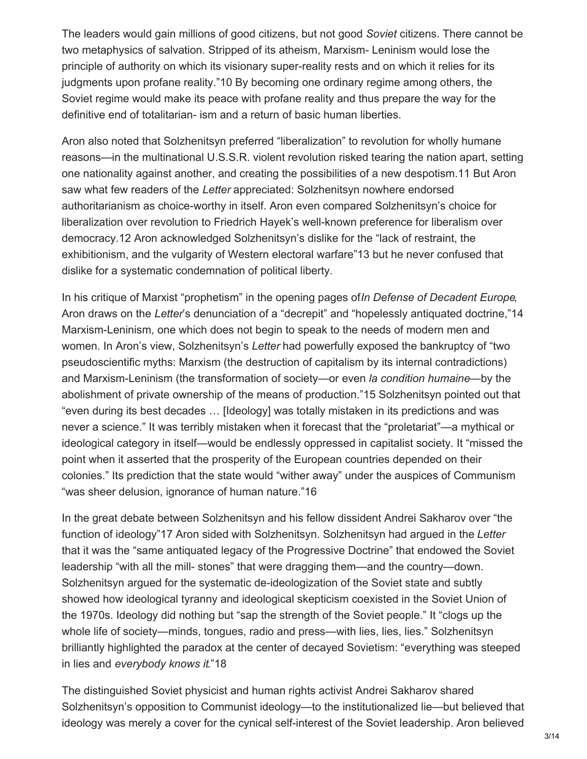The leaders would gain millions of good citizens, but not good *Soviet* citizens. There cannot be two metaphysics of salvation. Stripped of its atheism, Marxism- Leninism would lose the principle of authority on which its visionary super-reality rests and on which it relies for its judgments upon profane reality."10 By becoming one ordinary regime among others, the Soviet regime would make its peace with profane reality and thus prepare the way for the definitive end of totalitarian- ism and a return of basic human liberties.

Aron also noted that Solzhenitsyn preferred "liberalization" to revolution for wholly humane reasons—in the multinational U.S.S.R. violent revolution risked tearing the nation apart, setting one nationality against another, and creating the possibilities of a new despotism.11 But Aron saw what few readers of the *Letter* appreciated: Solzhenitsyn nowhere endorsed authoritarianism as choice-worthy in itself. Aron even compared Solzhenitsyn's choice for liberalization over revolution to Friedrich Hayek's well-known preference for liberalism over democracy.12 Aron acknowledged Solzhenitsyn's dislike for the "lack of restraint, the exhibitionism, and the vulgarity of Western electoral warfare"13 but he never confused that dislike for a systematic condemnation of political liberty.

In his critique of Marxist "prophetism" in the opening pages of*In Defense of Decadent Europe*, Aron draws on the *Letter*'s denunciation of a "decrepit" and "hopelessly antiquated doctrine,"14 Marxism-Leninism, one which does not begin to speak to the needs of modern men and women. In Aron's view, Solzhenitsyn's *Letter* had powerfully exposed the bankruptcy of "two pseudoscientific myths: Marxism (the destruction of capitalism by its internal contradictions) and Marxism-Leninism (the transformation of society—or even *la condition humaine*—by the abolishment of private ownership of the means of production."15 Solzhenitsyn pointed out that "even during its best decades … [Ideology] was totally mistaken in its predictions and was never a science." It was terribly mistaken when it forecast that the "proletariat"—a mythical or ideological category in itself—would be endlessly oppressed in capitalist society. It "missed the point when it asserted that the prosperity of the European countries depended on their colonies." Its prediction that the state would "wither away" under the auspices of Communism "was sheer delusion, ignorance of human nature."16

In the great debate between Solzhenitsyn and his fellow dissident Andrei Sakharov over "the function of ideology"17 Aron sided with Solzhenitsyn. Solzhenitsyn had argued in the *Letter* that it was the "same antiquated legacy of the Progressive Doctrine" that endowed the Soviet leadership "with all the mill- stones" that were dragging them—and the country—down. Solzhenitsyn argued for the systematic de-ideologization of the Soviet state and subtly showed how ideological tyranny and ideological skepticism coexisted in the Soviet Union of the 1970s. Ideology did nothing but "sap the strength of the Soviet people." It "clogs up the whole life of society—minds, tongues, radio and press—with lies, lies, lies." Solzhenitsyn brilliantly highlighted the paradox at the center of decayed Sovietism: "everything was steeped in lies and *everybody knows it*."18

The distinguished Soviet physicist and human rights activist Andrei Sakharov shared Solzhenitsyn's opposition to Communist ideology—to the institutionalized lie—but believed that ideology was merely a cover for the cynical self-interest of the Soviet leadership. Aron believed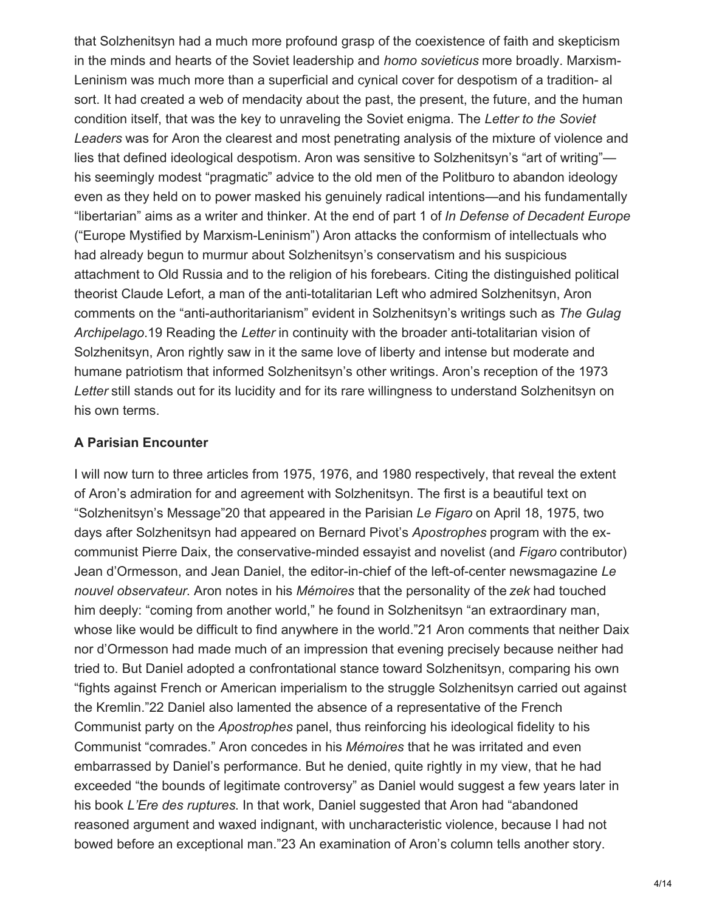that Solzhenitsyn had a much more profound grasp of the coexistence of faith and skepticism in the minds and hearts of the Soviet leadership and *homo sovieticus* more broadly. Marxism-Leninism was much more than a superficial and cynical cover for despotism of a tradition- al sort. It had created a web of mendacity about the past, the present, the future, and the human condition itself, that was the key to unraveling the Soviet enigma. The *Letter to the Soviet Leaders* was for Aron the clearest and most penetrating analysis of the mixture of violence and lies that defined ideological despotism. Aron was sensitive to Solzhenitsyn's "art of writing"—his seemingly modest "pragmatic" advice to the old men of the Politburo to abandon ideology even as they held on to power masked his genuinely radical intentions—and his fundamentally "libertarian" aims as a writer and thinker. At the end of part 1 of *In Defense of Decadent Europe* ("Europe Mystified by Marxism-Leninism") Aron attacks the conformism of intellectuals who had already begun to murmur about Solzhenitsyn's conservatism and his suspicious attachment to Old Russia and to the religion of his forebears. Citing the distinguished political theorist Claude Lefort, a man of the anti-totalitarian Left who admired Solzhenitsyn, Aron comments on the "anti-authoritarianism" evident in Solzhenitsyn's writings such as *The Gulag Archipelago*.[19] Reading the *Letter* in continuity with the broader anti-totalitarian vision of Solzhenitsyn, Aron rightly saw in it the same love of liberty and intense but moderate and humane patriotism that informed Solzhenitsyn's other writings. Aron's reception of the 1973 *Letter* still stands out for its lucidity and for its rare willingness to understand Solzhenitsyn on his own terms.

**A Parisian Encounter**

I will now turn to three articles from 1975, 1976, and 1980 respectively, that reveal the extent of Aron's admiration for and agreement with Solzhenitsyn. The first is a beautiful text on "Solzhenitsyn's Message"[20] that appeared in the Parisian *Le Figaro* on April 18, 1975, two days after Solzhenitsyn had appeared on Bernard Pivot's *Apostrophes* program with the ex-communist Pierre Daix, the conservative-minded essayist and novelist (and *Figaro* contributor) Jean d'Ormesson, and Jean Daniel, the editor-in-chief of the left-of-center newsmagazine *Le nouvel observateur*. Aron notes in his *Mémoires* that the personality of the *zek* had touched him deeply: "coming from another world," he found in Solzhenitsyn "an extraordinary man, whose like would be difficult to find anywhere in the world."[21] Aron comments that neither Daix nor d'Ormesson had made much of an impression that evening precisely because neither had tried to. But Daniel adopted a confrontational stance toward Solzhenitsyn, comparing his own "fights against French or American imperialism to the struggle Solzhenitsyn carried out against the Kremlin."[22] Daniel also lamented the absence of a representative of the French Communist party on the *Apostrophes* panel, thus reinforcing his ideological fidelity to his Communist "comrades." Aron concedes in his *Mémoires* that he was irritated and even embarrassed by Daniel's performance. But he denied, quite rightly in my view, that he had exceeded "the bounds of legitimate controversy" as Daniel would suggest a few years later in his book *L'Ere des ruptures*. In that work, Daniel suggested that Aron had "abandoned reasoned argument and waxed indignant, with uncharacteristic violence, because I had not bowed before an exceptional man."[23] An examination of Aron's column tells another story.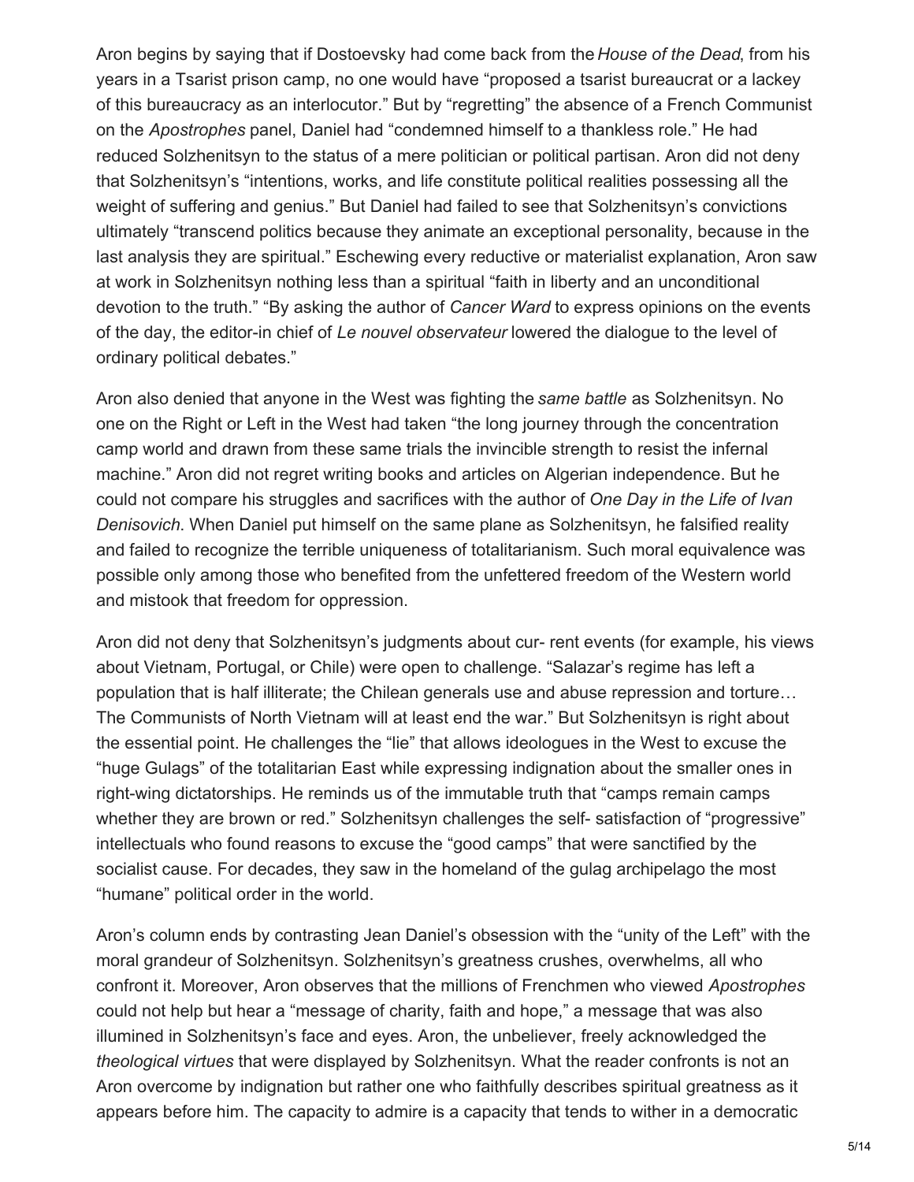Aron begins by saying that if Dostoevsky had come back from the *House of the Dead*, from his years in a Tsarist prison camp, no one would have "proposed a tsarist bureaucrat or a lackey of this bureaucracy as an interlocutor." But by "regretting" the absence of a French Communist on the *Apostrophes* panel, Daniel had "condemned himself to a thankless role." He had reduced Solzhenitsyn to the status of a mere politician or political partisan. Aron did not deny that Solzhenitsyn's "intentions, works, and life constitute political realities possessing all the weight of suffering and genius." But Daniel had failed to see that Solzhenitsyn's convictions ultimately "transcend politics because they animate an exceptional personality, because in the last analysis they are spiritual." Eschewing every reductive or materialist explanation, Aron saw at work in Solzhenitsyn nothing less than a spiritual "faith in liberty and an unconditional devotion to the truth." "By asking the author of *Cancer Ward* to express opinions on the events of the day, the editor-in chief of *Le nouvel observateur* lowered the dialogue to the level of ordinary political debates."

Aron also denied that anyone in the West was fighting the *same battle* as Solzhenitsyn. No one on the Right or Left in the West had taken "the long journey through the concentration camp world and drawn from these same trials the invincible strength to resist the infernal machine." Aron did not regret writing books and articles on Algerian independence. But he could not compare his struggles and sacrifices with the author of *One Day in the Life of Ivan Denisovich*. When Daniel put himself on the same plane as Solzhenitsyn, he falsified reality and failed to recognize the terrible uniqueness of totalitarianism. Such moral equivalence was possible only among those who benefited from the unfettered freedom of the Western world and mistook that freedom for oppression.

Aron did not deny that Solzhenitsyn's judgments about cur- rent events (for example, his views about Vietnam, Portugal, or Chile) were open to challenge. "Salazar's regime has left a population that is half illiterate; the Chilean generals use and abuse repression and torture… The Communists of North Vietnam will at least end the war." But Solzhenitsyn is right about the essential point. He challenges the "lie" that allows ideologues in the West to excuse the "huge Gulags" of the totalitarian East while expressing indignation about the smaller ones in right-wing dictatorships. He reminds us of the immutable truth that "camps remain camps whether they are brown or red." Solzhenitsyn challenges the self- satisfaction of "progressive" intellectuals who found reasons to excuse the "good camps" that were sanctified by the socialist cause. For decades, they saw in the homeland of the gulag archipelago the most "humane" political order in the world.

Aron's column ends by contrasting Jean Daniel's obsession with the "unity of the Left" with the moral grandeur of Solzhenitsyn. Solzhenitsyn's greatness crushes, overwhelms, all who confront it. Moreover, Aron observes that the millions of Frenchmen who viewed *Apostrophes* could not help but hear a "message of charity, faith and hope," a message that was also illumined in Solzhenitsyn's face and eyes. Aron, the unbeliever, freely acknowledged the *theological virtues* that were displayed by Solzhenitsyn. What the reader confronts is not an Aron overcome by indignation but rather one who faithfully describes spiritual greatness as it appears before him. The capacity to admire is a capacity that tends to wither in a democratic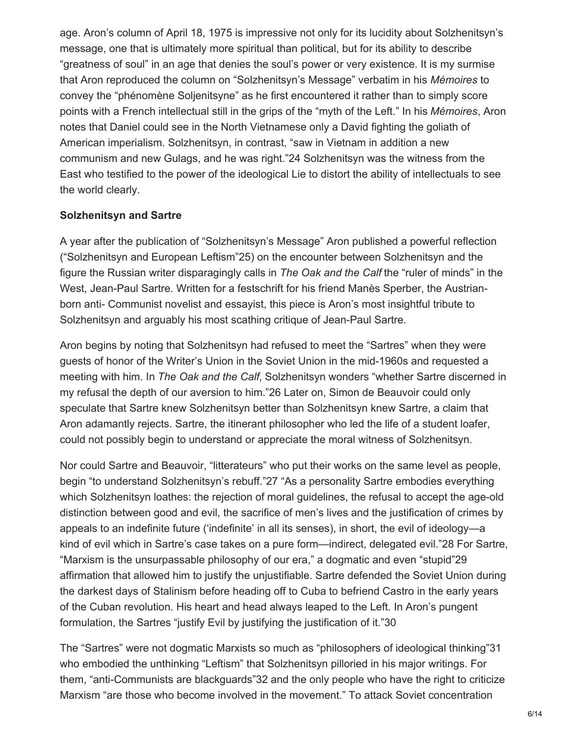age. Aron's column of April 18, 1975 is impressive not only for its lucidity about Solzhenitsyn's message, one that is ultimately more spiritual than political, but for its ability to describe "greatness of soul" in an age that denies the soul's power or very existence. It is my surmise that Aron reproduced the column on "Solzhenitsyn's Message" verbatim in his *Mémoires* to convey the "phénomène Soljenitsyne" as he first encountered it rather than to simply score points with a French intellectual still in the grips of the "myth of the Left." In his *Mémoires*, Aron notes that Daniel could see in the North Vietnamese only a David fighting the goliath of American imperialism. Solzhenitsyn, in contrast, "saw in Vietnam in addition a new communism and new Gulags, and he was right."[24] Solzhenitsyn was the witness from the East who testified to the power of the ideological Lie to distort the ability of intellectuals to see the world clearly.

**Solzhenitsyn and Sartre**

A year after the publication of "Solzhenitsyn's Message" Aron published a powerful reflection ("Solzhenitsyn and European Leftism"[25]) on the encounter between Solzhenitsyn and the figure the Russian writer disparagingly calls in *The Oak and the Calf* the "ruler of minds" in the West, Jean-Paul Sartre. Written for a festschrift for his friend Manès Sperber, the Austrian-born anti- Communist novelist and essayist, this piece is Aron's most insightful tribute to Solzhenitsyn and arguably his most scathing critique of Jean-Paul Sartre.

Aron begins by noting that Solzhenitsyn had refused to meet the "Sartres" when they were guests of honor of the Writer's Union in the Soviet Union in the mid-1960s and requested a meeting with him. In *The Oak and the Calf*, Solzhenitsyn wonders "whether Sartre discerned in my refusal the depth of our aversion to him."[26] Later on, Simon de Beauvoir could only speculate that Sartre knew Solzhenitsyn better than Solzhenitsyn knew Sartre, a claim that Aron adamantly rejects. Sartre, the itinerant philosopher who led the life of a student loafer, could not possibly begin to understand or appreciate the moral witness of Solzhenitsyn.

Nor could Sartre and Beauvoir, "litterateurs" who put their works on the same level as people, begin "to understand Solzhenitsyn's rebuff."[27] "As a personality Sartre embodies everything which Solzhenitsyn loathes: the rejection of moral guidelines, the refusal to accept the age-old distinction between good and evil, the sacrifice of men's lives and the justification of crimes by appeals to an indefinite future ('indefinite' in all its senses), in short, the evil of ideology—a kind of evil which in Sartre's case takes on a pure form—indirect, delegated evil."[28] For Sartre, "Marxism is the unsurpassable philosophy of our era," a dogmatic and even "stupid"[29] affirmation that allowed him to justify the unjustifiable. Sartre defended the Soviet Union during the darkest days of Stalinism before heading off to Cuba to befriend Castro in the early years of the Cuban revolution. His heart and head always leaped to the Left. In Aron's pungent formulation, the Sartres "justify Evil by justifying the justification of it."[30]

The "Sartres" were not dogmatic Marxists so much as "philosophers of ideological thinking"[31] who embodied the unthinking "Leftism" that Solzhenitsyn pilloried in his major writings. For them, "anti-Communists are blackguards"[32] and the only people who have the right to criticize Marxism "are those who become involved in the movement." To attack Soviet concentration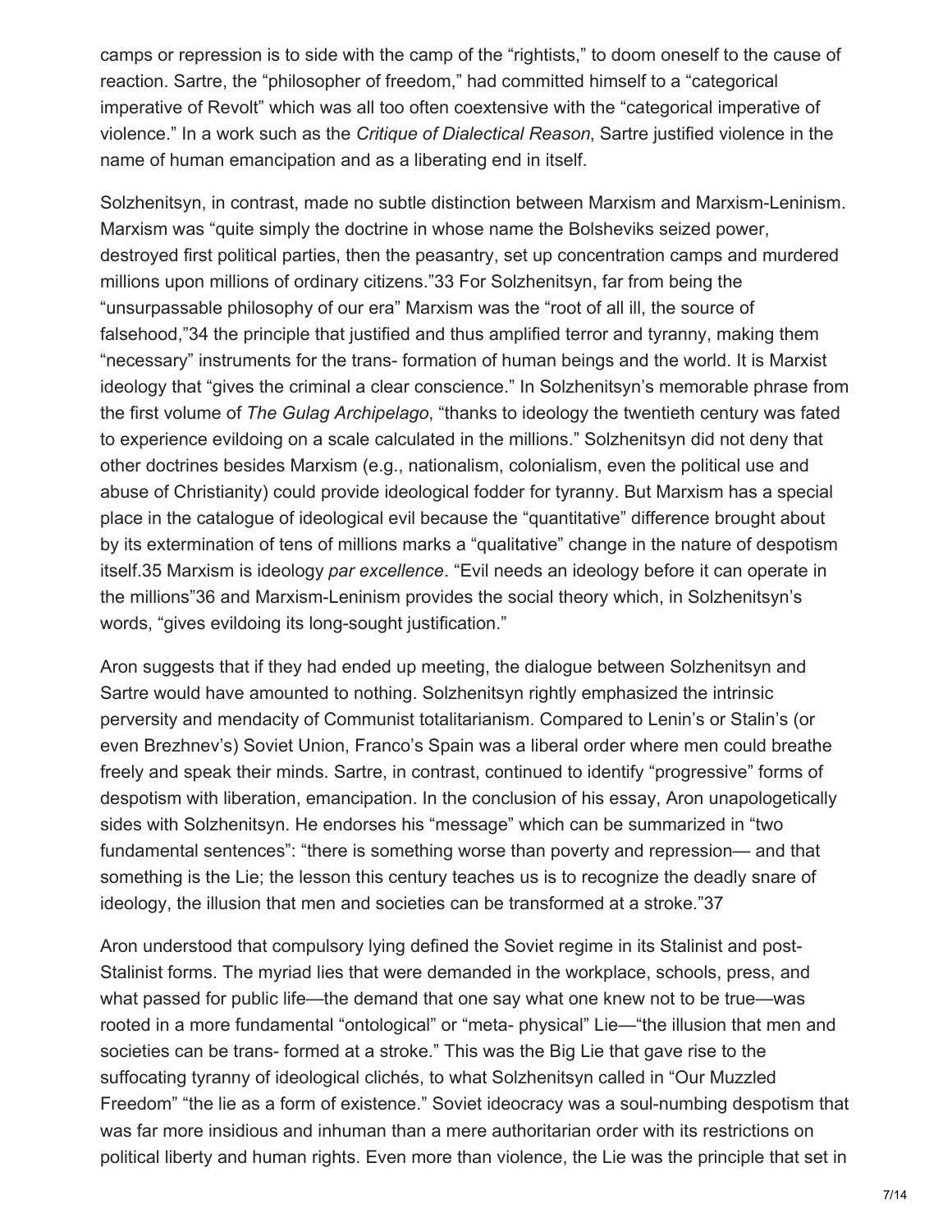camps or repression is to side with the camp of the "rightists," to doom oneself to the cause of reaction. Sartre, the "philosopher of freedom," had committed himself to a "categorical imperative of Revolt" which was all too often coextensive with the "categorical imperative of violence." In a work such as the *Critique of Dialectical Reason*, Sartre justified violence in the name of human emancipation and as a liberating end in itself.

Solzhenitsyn, in contrast, made no subtle distinction between Marxism and Marxism-Leninism. Marxism was "quite simply the doctrine in whose name the Bolsheviks seized power, destroyed first political parties, then the peasantry, set up concentration camps and murdered millions upon millions of ordinary citizens."33 For Solzhenitsyn, far from being the "unsurpassable philosophy of our era" Marxism was the "root of all ill, the source of falsehood,"34 the principle that justified and thus amplified terror and tyranny, making them "necessary" instruments for the trans- formation of human beings and the world. It is Marxist ideology that "gives the criminal a clear conscience." In Solzhenitsyn's memorable phrase from the first volume of *The Gulag Archipelago*, "thanks to ideology the twentieth century was fated to experience evildoing on a scale calculated in the millions." Solzhenitsyn did not deny that other doctrines besides Marxism (e.g., nationalism, colonialism, even the political use and abuse of Christianity) could provide ideological fodder for tyranny. But Marxism has a special place in the catalogue of ideological evil because the "quantitative" difference brought about by its extermination of tens of millions marks a "qualitative" change in the nature of despotism itself.35 Marxism is ideology *par excellence*. "Evil needs an ideology before it can operate in the millions"36 and Marxism-Leninism provides the social theory which, in Solzhenitsyn's words, "gives evildoing its long-sought justification."

Aron suggests that if they had ended up meeting, the dialogue between Solzhenitsyn and Sartre would have amounted to nothing. Solzhenitsyn rightly emphasized the intrinsic perversity and mendacity of Communist totalitarianism. Compared to Lenin's or Stalin's (or even Brezhnev's) Soviet Union, Franco's Spain was a liberal order where men could breathe freely and speak their minds. Sartre, in contrast, continued to identify "progressive" forms of despotism with liberation, emancipation. In the conclusion of his essay, Aron unapologetically sides with Solzhenitsyn. He endorses his "message" which can be summarized in "two fundamental sentences": "there is something worse than poverty and repression— and that something is the Lie; the lesson this century teaches us is to recognize the deadly snare of ideology, the illusion that men and societies can be transformed at a stroke."37

Aron understood that compulsory lying defined the Soviet regime in its Stalinist and post-Stalinist forms. The myriad lies that were demanded in the workplace, schools, press, and what passed for public life—the demand that one say what one knew not to be true—was rooted in a more fundamental "ontological" or "meta- physical" Lie—"the illusion that men and societies can be trans- formed at a stroke." This was the Big Lie that gave rise to the suffocating tyranny of ideological clichés, to what Solzhenitsyn called in "Our Muzzled Freedom" "the lie as a form of existence." Soviet ideocracy was a soul-numbing despotism that was far more insidious and inhuman than a mere authoritarian order with its restrictions on political liberty and human rights. Even more than violence, the Lie was the principle that set in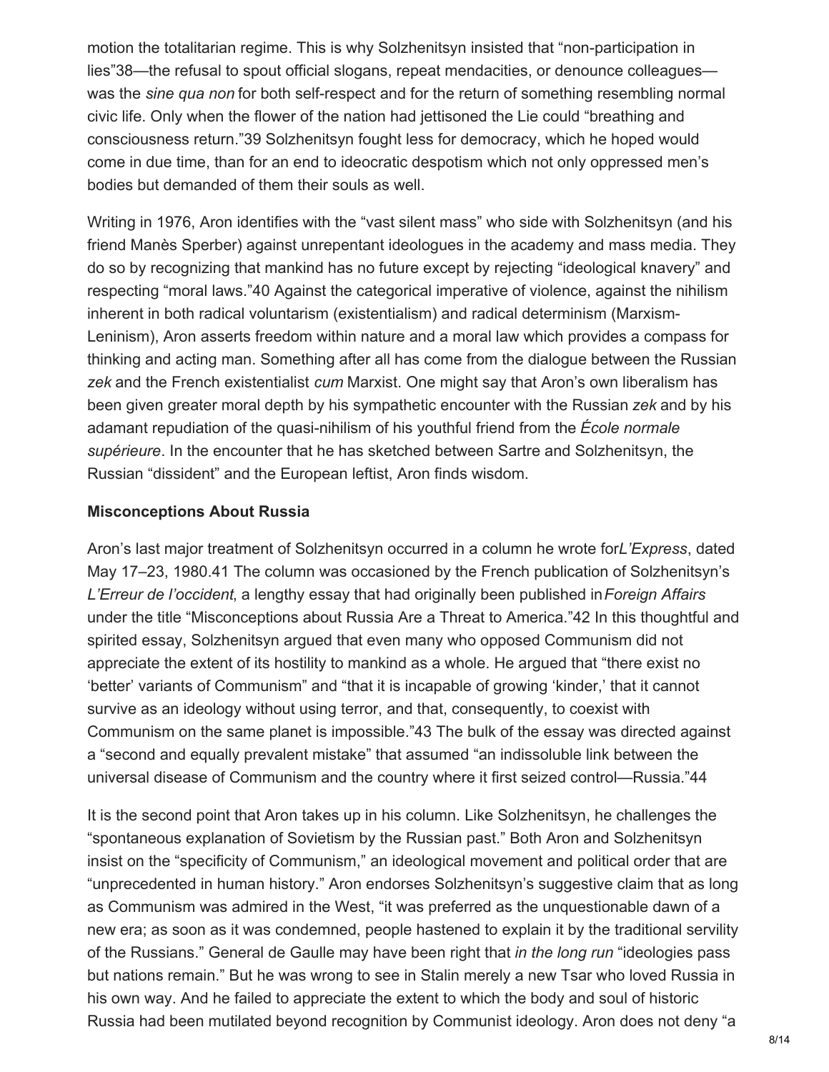motion the totalitarian regime. This is why Solzhenitsyn insisted that “non-participation in lies”38—the refusal to spout official slogans, repeat mendacities, or denounce colleagues—was the *sine qua non* for both self-respect and for the return of something resembling normal civic life. Only when the flower of the nation had jettisoned the Lie could “breathing and consciousness return.”39 Solzhenitsyn fought less for democracy, which he hoped would come in due time, than for an end to ideocratic despotism which not only oppressed men’s bodies but demanded of them their souls as well.

Writing in 1976, Aron identifies with the “vast silent mass” who side with Solzhenitsyn (and his friend Manès Sperber) against unrepentant ideologues in the academy and mass media. They do so by recognizing that mankind has no future except by rejecting “ideological knavery” and respecting “moral laws.”40 Against the categorical imperative of violence, against the nihilism inherent in both radical voluntarism (existentialism) and radical determinism (Marxism-Leninism), Aron asserts freedom within nature and a moral law which provides a compass for thinking and acting man. Something after all has come from the dialogue between the Russian *zek* and the French existentialist *cum* Marxist. One might say that Aron’s own liberalism has been given greater moral depth by his sympathetic encounter with the Russian *zek* and by his adamant repudiation of the quasi-nihilism of his youthful friend from the *École normale supérieure*. In the encounter that he has sketched between Sartre and Solzhenitsyn, the Russian “dissident” and the European leftist, Aron finds wisdom.

**Misconceptions About Russia**

Aron’s last major treatment of Solzhenitsyn occurred in a column he wrote for *L’Express*, dated May 17–23, 1980.41 The column was occasioned by the French publication of Solzhenitsyn’s *L’Erreur de l’occident*, a lengthy essay that had originally been published in *Foreign Affairs* under the title “Misconceptions about Russia Are a Threat to America.”42 In this thoughtful and spirited essay, Solzhenitsyn argued that even many who opposed Communism did not appreciate the extent of its hostility to mankind as a whole. He argued that “there exist no ‘better’ variants of Communism” and “that it is incapable of growing ‘kinder,’ that it cannot survive as an ideology without using terror, and that, consequently, to coexist with Communism on the same planet is impossible.”43 The bulk of the essay was directed against a “second and equally prevalent mistake” that assumed “an indissoluble link between the universal disease of Communism and the country where it first seized control—Russia.”44

It is the second point that Aron takes up in his column. Like Solzhenitsyn, he challenges the “spontaneous explanation of Sovietism by the Russian past.” Both Aron and Solzhenitsyn insist on the “specificity of Communism,” an ideological movement and political order that are “unprecedented in human history.” Aron endorses Solzhenitsyn’s suggestive claim that as long as Communism was admired in the West, “it was preferred as the unquestionable dawn of a new era; as soon as it was condemned, people hastened to explain it by the traditional servility of the Russians.” General de Gaulle may have been right that *in the long run* “ideologies pass but nations remain.” But he was wrong to see in Stalin merely a new Tsar who loved Russia in his own way. And he failed to appreciate the extent to which the body and soul of historic Russia had been mutilated beyond recognition by Communist ideology. Aron does not deny “a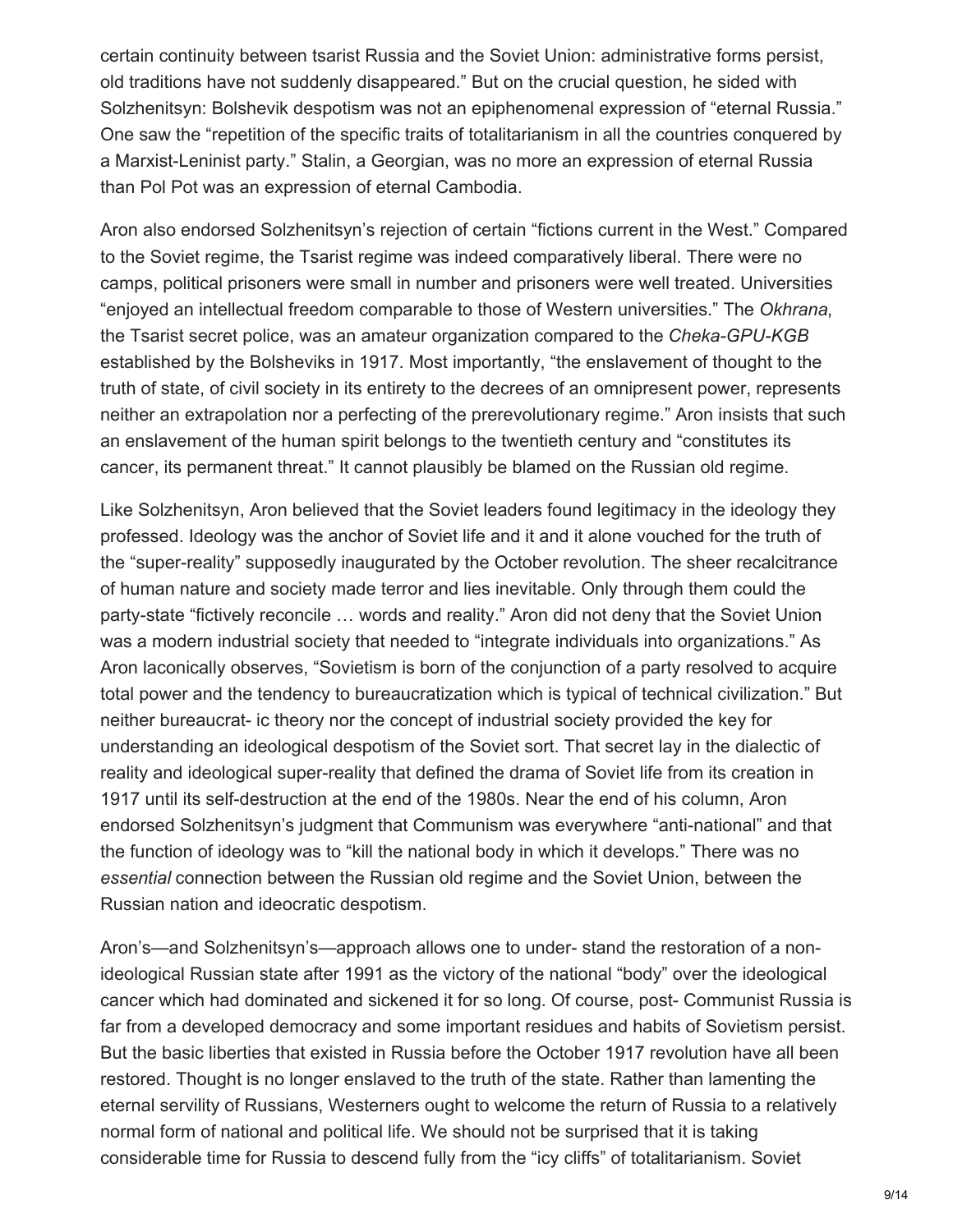certain continuity between tsarist Russia and the Soviet Union: administrative forms persist, old traditions have not suddenly disappeared." But on the crucial question, he sided with Solzhenitsyn: Bolshevik despotism was not an epiphenomenal expression of "eternal Russia." One saw the "repetition of the specific traits of totalitarianism in all the countries conquered by a Marxist-Leninist party." Stalin, a Georgian, was no more an expression of eternal Russia than Pol Pot was an expression of eternal Cambodia.

Aron also endorsed Solzhenitsyn's rejection of certain "fictions current in the West." Compared to the Soviet regime, the Tsarist regime was indeed comparatively liberal. There were no camps, political prisoners were small in number and prisoners were well treated. Universities "enjoyed an intellectual freedom comparable to those of Western universities." The *Okhrana*, the Tsarist secret police, was an amateur organization compared to the *Cheka-GPU-KGB* established by the Bolsheviks in 1917. Most importantly, "the enslavement of thought to the truth of state, of civil society in its entirety to the decrees of an omnipresent power, represents neither an extrapolation nor a perfecting of the prerevolutionary regime." Aron insists that such an enslavement of the human spirit belongs to the twentieth century and "constitutes its cancer, its permanent threat." It cannot plausibly be blamed on the Russian old regime.

Like Solzhenitsyn, Aron believed that the Soviet leaders found legitimacy in the ideology they professed. Ideology was the anchor of Soviet life and it and it alone vouched for the truth of the "super-reality" supposedly inaugurated by the October revolution. The sheer recalcitrance of human nature and society made terror and lies inevitable. Only through them could the party-state "fictively reconcile … words and reality." Aron did not deny that the Soviet Union was a modern industrial society that needed to "integrate individuals into organizations." As Aron laconically observes, "Sovietism is born of the conjunction of a party resolved to acquire total power and the tendency to bureaucratization which is typical of technical civilization." But neither bureaucrat- ic theory nor the concept of industrial society provided the key for understanding an ideological despotism of the Soviet sort. That secret lay in the dialectic of reality and ideological super-reality that defined the drama of Soviet life from its creation in 1917 until its self-destruction at the end of the 1980s. Near the end of his column, Aron endorsed Solzhenitsyn's judgment that Communism was everywhere "anti-national" and that the function of ideology was to "kill the national body in which it develops." There was no *essential* connection between the Russian old regime and the Soviet Union, between the Russian nation and ideocratic despotism.

Aron's—and Solzhenitsyn's—approach allows one to under- stand the restoration of a non-ideological Russian state after 1991 as the victory of the national "body" over the ideological cancer which had dominated and sickened it for so long. Of course, post- Communist Russia is far from a developed democracy and some important residues and habits of Sovietism persist. But the basic liberties that existed in Russia before the October 1917 revolution have all been restored. Thought is no longer enslaved to the truth of the state. Rather than lamenting the eternal servility of Russians, Westerners ought to welcome the return of Russia to a relatively normal form of national and political life. We should not be surprised that it is taking considerable time for Russia to descend fully from the "icy cliffs" of totalitarianism. Soviet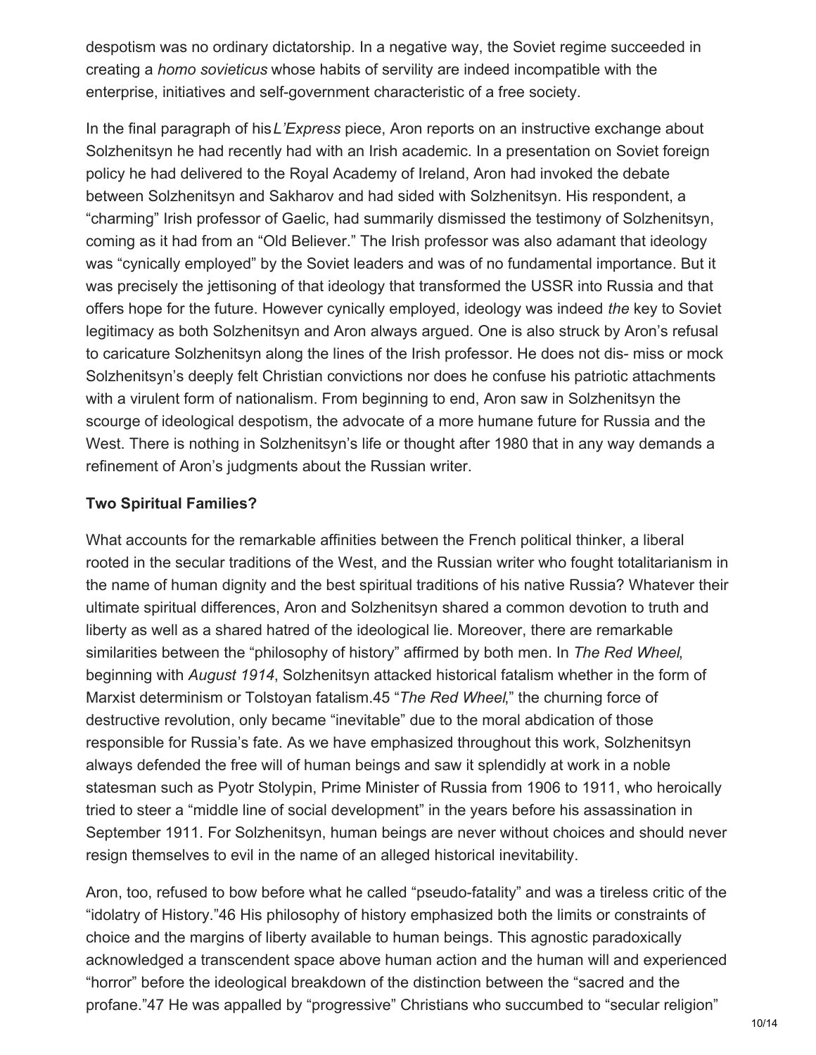despotism was no ordinary dictatorship. In a negative way, the Soviet regime succeeded in creating a *homo sovieticus* whose habits of servility are indeed incompatible with the enterprise, initiatives and self-government characteristic of a free society.

In the final paragraph of his *L'Express* piece, Aron reports on an instructive exchange about Solzhenitsyn he had recently had with an Irish academic. In a presentation on Soviet foreign policy he had delivered to the Royal Academy of Ireland, Aron had invoked the debate between Solzhenitsyn and Sakharov and had sided with Solzhenitsyn. His respondent, a "charming" Irish professor of Gaelic, had summarily dismissed the testimony of Solzhenitsyn, coming as it had from an "Old Believer." The Irish professor was also adamant that ideology was "cynically employed" by the Soviet leaders and was of no fundamental importance. But it was precisely the jettisoning of that ideology that transformed the USSR into Russia and that offers hope for the future. However cynically employed, ideology was indeed *the* key to Soviet legitimacy as both Solzhenitsyn and Aron always argued. One is also struck by Aron's refusal to caricature Solzhenitsyn along the lines of the Irish professor. He does not dis- miss or mock Solzhenitsyn's deeply felt Christian convictions nor does he confuse his patriotic attachments with a virulent form of nationalism. From beginning to end, Aron saw in Solzhenitsyn the scourge of ideological despotism, the advocate of a more humane future for Russia and the West. There is nothing in Solzhenitsyn's life or thought after 1980 that in any way demands a refinement of Aron's judgments about the Russian writer.

### Two Spiritual Families?

What accounts for the remarkable affinities between the French political thinker, a liberal rooted in the secular traditions of the West, and the Russian writer who fought totalitarianism in the name of human dignity and the best spiritual traditions of his native Russia? Whatever their ultimate spiritual differences, Aron and Solzhenitsyn shared a common devotion to truth and liberty as well as a shared hatred of the ideological lie. Moreover, there are remarkable similarities between the "philosophy of history" affirmed by both men. In *The Red Wheel*, beginning with *August 1914*, Solzhenitsyn attacked historical fatalism whether in the form of Marxist determinism or Tolstoyan fatalism.45 "*The Red Wheel*," the churning force of destructive revolution, only became "inevitable" due to the moral abdication of those responsible for Russia's fate. As we have emphasized throughout this work, Solzhenitsyn always defended the free will of human beings and saw it splendidly at work in a noble statesman such as Pyotr Stolypin, Prime Minister of Russia from 1906 to 1911, who heroically tried to steer a "middle line of social development" in the years before his assassination in September 1911. For Solzhenitsyn, human beings are never without choices and should never resign themselves to evil in the name of an alleged historical inevitability.

Aron, too, refused to bow before what he called "pseudo-fatality" and was a tireless critic of the "idolatry of History."46 His philosophy of history emphasized both the limits or constraints of choice and the margins of liberty available to human beings. This agnostic paradoxically acknowledged a transcendent space above human action and the human will and experienced "horror" before the ideological breakdown of the distinction between the "sacred and the profane."47 He was appalled by "progressive" Christians who succumbed to "secular religion"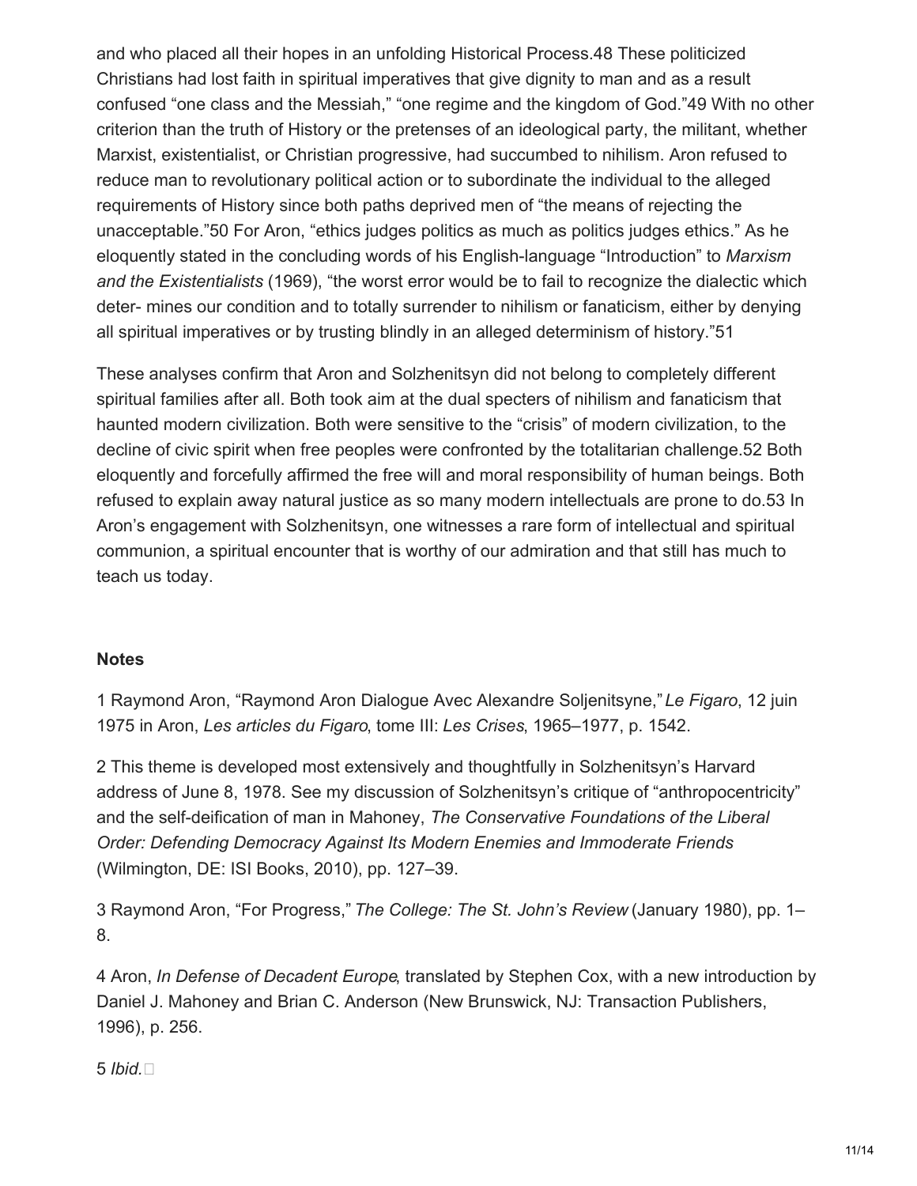and who placed all their hopes in an unfolding Historical Process.[48] These politicized Christians had lost faith in spiritual imperatives that give dignity to man and as a result confused "one class and the Messiah," "one regime and the kingdom of God."[49] With no other criterion than the truth of History or the pretenses of an ideological party, the militant, whether Marxist, existentialist, or Christian progressive, had succumbed to nihilism. Aron refused to reduce man to revolutionary political action or to subordinate the individual to the alleged requirements of History since both paths deprived men of "the means of rejecting the unacceptable."[50] For Aron, "ethics judges politics as much as politics judges ethics." As he eloquently stated in the concluding words of his English-language "Introduction" to *Marxism and the Existentialists* (1969), "the worst error would be to fail to recognize the dialectic which deter- mines our condition and to totally surrender to nihilism or fanaticism, either by denying all spiritual imperatives or by trusting blindly in an alleged determinism of history."[51]

These analyses confirm that Aron and Solzhenitsyn did not belong to completely different spiritual families after all. Both took aim at the dual specters of nihilism and fanaticism that haunted modern civilization. Both were sensitive to the "crisis" of modern civilization, to the decline of civic spirit when free peoples were confronted by the totalitarian challenge.[52] Both eloquently and forcefully affirmed the free will and moral responsibility of human beings. Both refused to explain away natural justice as so many modern intellectuals are prone to do.[53] In Aron's engagement with Solzhenitsyn, one witnesses a rare form of intellectual and spiritual communion, a spiritual encounter that is worthy of our admiration and that still has much to teach us today.

**Notes**

1 Raymond Aron, "Raymond Aron Dialogue Avec Alexandre Soljenitsyne," *Le Figaro*, 12 juin 1975 in Aron, *Les articles du Figaro*, tome III: *Les Crises*, 1965–1977, p. 1542.

2 This theme is developed most extensively and thoughtfully in Solzhenitsyn's Harvard address of June 8, 1978. See my discussion of Solzhenitsyn's critique of "anthropocentricity" and the self-deification of man in Mahoney, *The Conservative Foundations of the Liberal Order: Defending Democracy Against Its Modern Enemies and Immoderate Friends* (Wilmington, DE: ISI Books, 2010), pp. 127–39.

3 Raymond Aron, "For Progress," *The College: The St. John's Review* (January 1980), pp. 1–8.

4 Aron, *In Defense of Decadent Europe*, translated by Stephen Cox, with a new introduction by Daniel J. Mahoney and Brian C. Anderson (New Brunswick, NJ: Transaction Publishers, 1996), p. 256.

5 *Ibid.*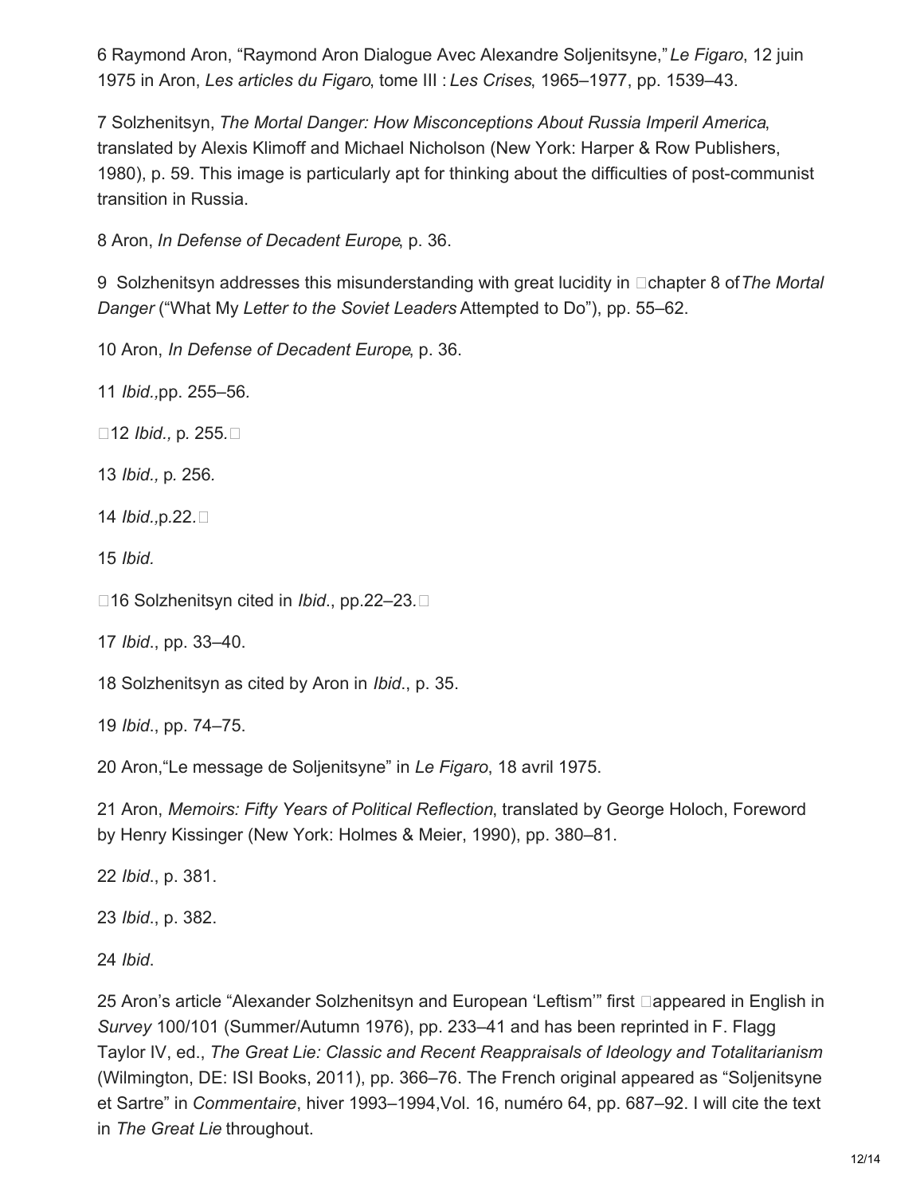6 Raymond Aron, "Raymond Aron Dialogue Avec Alexandre Soljenitsyne," *Le Figaro*, 12 juin 1975 in Aron, *Les articles du Figaro*, tome III : *Les Crises*, 1965–1977, pp. 1539–43.

7 Solzhenitsyn, *The Mortal Danger: How Misconceptions About Russia Imperil America*, translated by Alexis Klimoff and Michael Nicholson (New York: Harper & Row Publishers, 1980), p. 59. This image is particularly apt for thinking about the difficulties of post-communist transition in Russia.

8 Aron, *In Defense of Decadent Europe*, p. 36.

9 Solzhenitsyn addresses this misunderstanding with great lucidity in chapter 8 of *The Mortal Danger* ("What My *Letter to the Soviet Leaders* Attempted to Do"), pp. 55–62.

10 Aron, *In Defense of Decadent Europe*, p. 36.

11 *Ibid.*, pp. 255–56.

12 *Ibid.*, p. 255.

13 *Ibid.*, p. 256.

14 *Ibid.*, p.22.

15 *Ibid.*

16 Solzhenitsyn cited in *Ibid*., pp.22–23.

17 *Ibid*., pp. 33–40.

18 Solzhenitsyn as cited by Aron in *Ibid*., p. 35.

19 *Ibid*., pp. 74–75.

20 Aron, "Le message de Soljenitsyne" in *Le Figaro*, 18 avril 1975.

21 Aron, *Memoirs: Fifty Years of Political Reflection*, translated by George Holoch, Foreword by Henry Kissinger (New York: Holmes & Meier, 1990), pp. 380–81.

22 *Ibid*., p. 381.

23 *Ibid*., p. 382.

24 *Ibid*.

25 Aron's article "Alexander Solzhenitsyn and European 'Leftism'" first appeared in English in *Survey* 100/101 (Summer/Autumn 1976), pp. 233–41 and has been reprinted in F. Flagg Taylor IV, ed., *The Great Lie: Classic and Recent Reappraisals of Ideology and Totalitarianism* (Wilmington, DE: ISI Books, 2011), pp. 366–76. The French original appeared as "Soljenitsyne et Sartre" in *Commentaire*, hiver 1993–1994, Vol. 16, numéro 64, pp. 687–92. I will cite the text in *The Great Lie* throughout.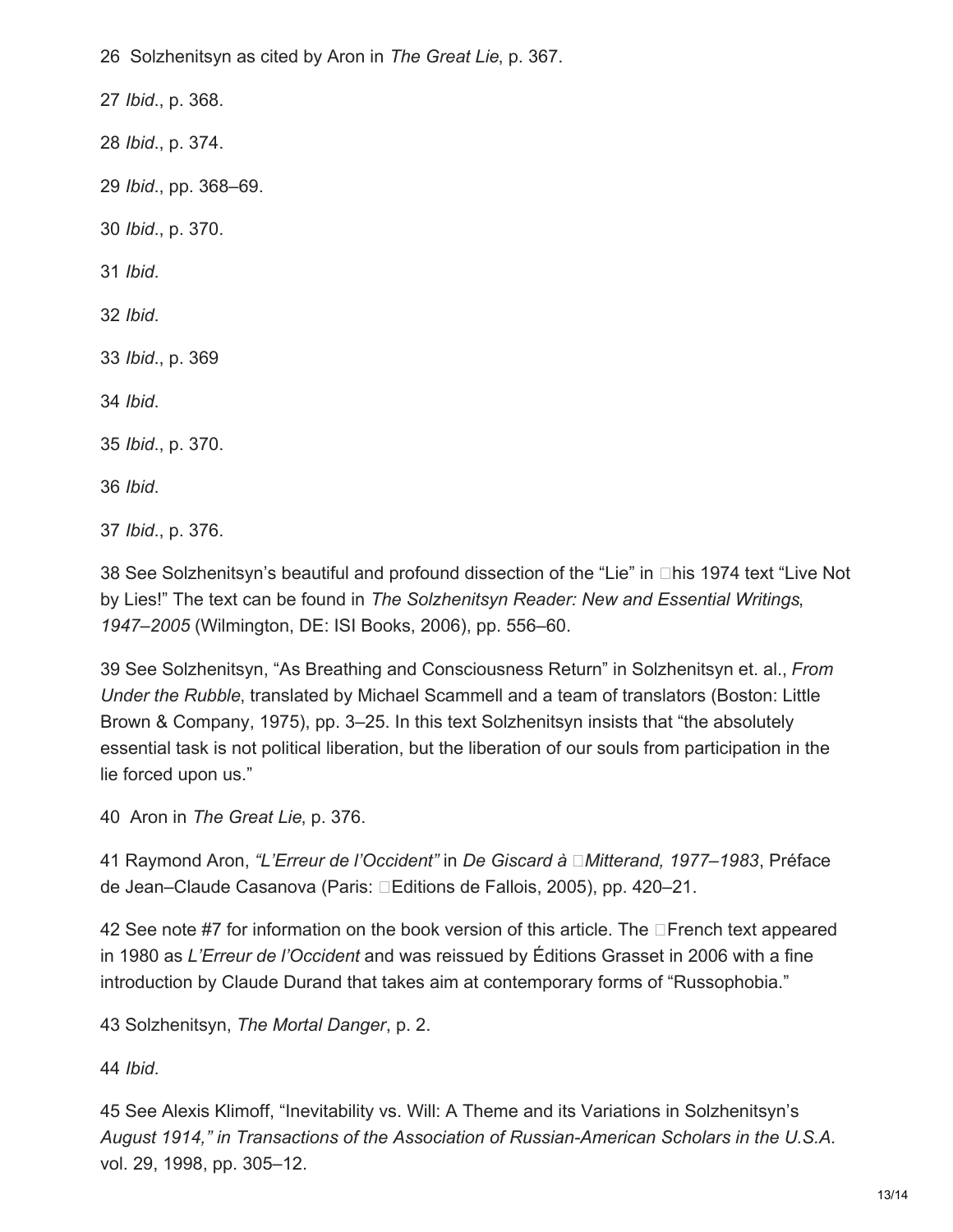26 Solzhenitsyn as cited by Aron in *The Great Lie*, p. 367.

27 *Ibid*., p. 368.

28 *Ibid*., p. 374.

29 *Ibid*., pp. 368–69.

30 *Ibid*., p. 370.

31 *Ibid*.

32 *Ibid*.

33 *Ibid*., p. 369

34 *Ibid*.

35 *Ibid*., p. 370.

36 *Ibid*.

37 *Ibid*., p. 376.

38 See Solzhenitsyn's beautiful and profound dissection of the "Lie" in his 1974 text "Live Not by Lies!" The text can be found in *The Solzhenitsyn Reader: New and Essential Writings, 1947–2005* (Wilmington, DE: ISI Books, 2006), pp. 556–60.

39 See Solzhenitsyn, "As Breathing and Consciousness Return" in Solzhenitsyn et. al., *From Under the Rubble*, translated by Michael Scammell and a team of translators (Boston: Little Brown & Company, 1975), pp. 3–25. In this text Solzhenitsyn insists that "the absolutely essential task is not political liberation, but the liberation of our souls from participation in the lie forced upon us."

40 Aron in *The Great Lie*, p. 376.

41 Raymond Aron, *"L'Erreur de l'Occident"* in *De Giscard à Mitterand, 1977–1983*, Préface de Jean–Claude Casanova (Paris: Editions de Fallois, 2005), pp. 420–21.

42 See note #7 for information on the book version of this article. The French text appeared in 1980 as *L'Erreur de l'Occident* and was reissued by Éditions Grasset in 2006 with a fine introduction by Claude Durand that takes aim at contemporary forms of "Russophobia."

43 Solzhenitsyn, *The Mortal Danger*, p. 2.

44 *Ibid*.

45 See Alexis Klimoff, "Inevitability vs. Will: A Theme and its Variations in Solzhenitsyn's *August 1914," in Transactions of the Association of Russian-American Scholars in the U.S.A.* vol. 29, 1998, pp. 305–12.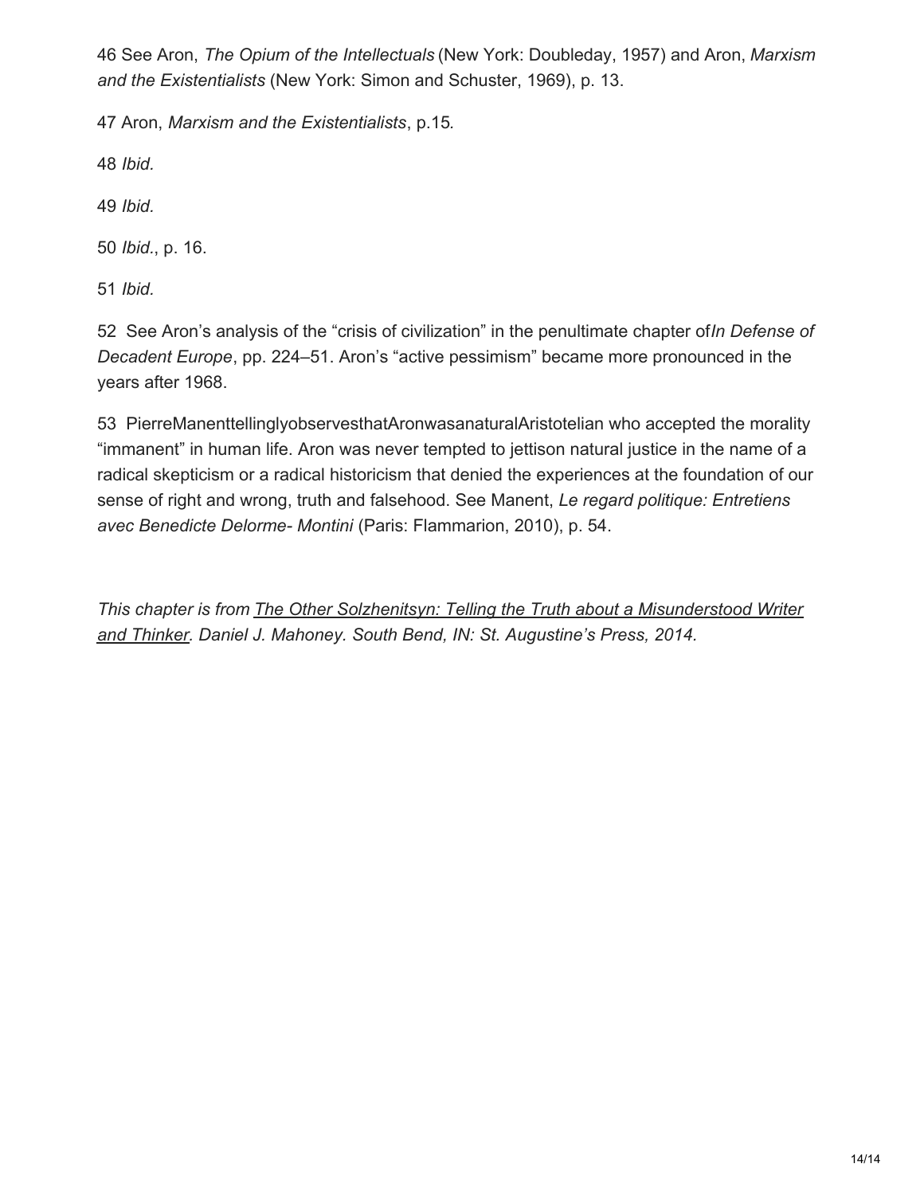46 See Aron, *The Opium of the Intellectuals* (New York: Doubleday, 1957) and Aron, *Marxism and the Existentialists* (New York: Simon and Schuster, 1969), p. 13.

47 Aron, *Marxism and the Existentialists*, p.15*.*

48 *Ibid.*

49 *Ibid.*

50 *Ibid.*, p. 16.

51 *Ibid.*

52 See Aron's analysis of the "crisis of civilization" in the penultimate chapter of*In Defense of Decadent Europe*, pp. 224–51. Aron's "active pessimism" became more pronounced in the years after 1968.

53 PierreManenttellinglyobservesthatAronwasanaturalAristotelian who accepted the morality "immanent" in human life. Aron was never tempted to jettison natural justice in the name of a radical skepticism or a radical historicism that denied the experiences at the foundation of our sense of right and wrong, truth and falsehood. See Manent, *Le regard politique: Entretiens avec Benedicte Delorme- Montini* (Paris: Flammarion, 2010), p. 54.

*This chapter is from The Other Solzhenitsyn: Telling the Truth about a Misunderstood Writer and Thinker. Daniel J. Mahoney. South Bend, IN: St. Augustine's Press, 2014.*